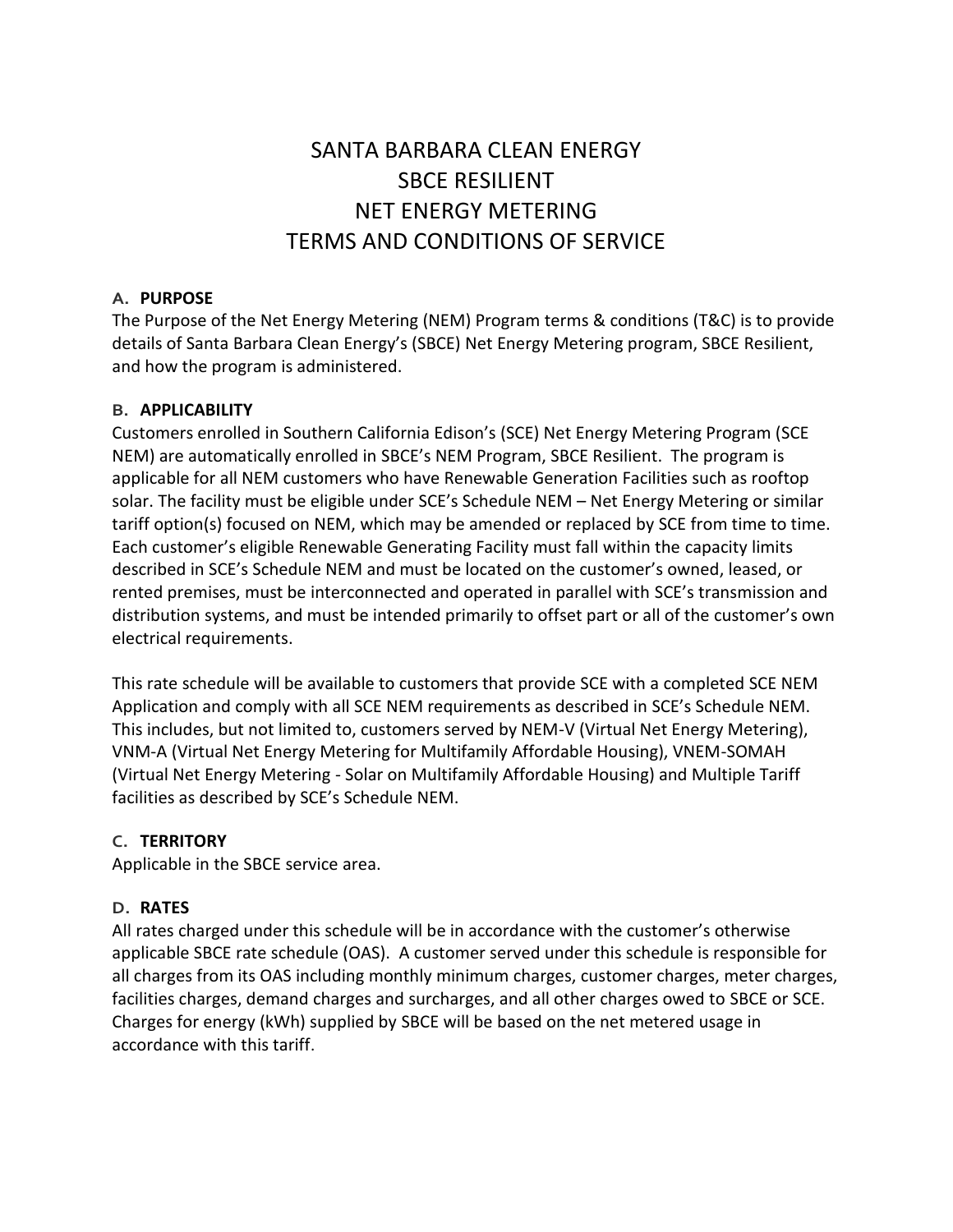# SANTA BARBARA CLEAN ENERGY
# SBCE RESILIENT
# NET ENERGY METERING
# TERMS AND CONDITIONS OF SERVICE

## A. PURPOSE

The Purpose of the Net Energy Metering (NEM) Program terms & conditions (T&C) is to provide details of Santa Barbara Clean Energy's (SBCE) Net Energy Metering program, SBCE Resilient, and how the program is administered.

## B. APPLICABILITY

Customers enrolled in Southern California Edison's (SCE) Net Energy Metering Program (SCE NEM) are automatically enrolled in SBCE's NEM Program, SBCE Resilient. The program is applicable for all NEM customers who have Renewable Generation Facilities such as rooftop solar. The facility must be eligible under SCE's Schedule NEM – Net Energy Metering or similar tariff option(s) focused on NEM, which may be amended or replaced by SCE from time to time. Each customer's eligible Renewable Generating Facility must fall within the capacity limits described in SCE's Schedule NEM and must be located on the customer's owned, leased, or rented premises, must be interconnected and operated in parallel with SCE's transmission and distribution systems, and must be intended primarily to offset part or all of the customer's own electrical requirements.

This rate schedule will be available to customers that provide SCE with a completed SCE NEM Application and comply with all SCE NEM requirements as described in SCE's Schedule NEM. This includes, but not limited to, customers served by NEM-V (Virtual Net Energy Metering), VNM-A (Virtual Net Energy Metering for Multifamily Affordable Housing), VNEM-SOMAH (Virtual Net Energy Metering - Solar on Multifamily Affordable Housing) and Multiple Tariff facilities as described by SCE's Schedule NEM.

## C. TERRITORY

Applicable in the SBCE service area.

## D. RATES

All rates charged under this schedule will be in accordance with the customer's otherwise applicable SBCE rate schedule (OAS). A customer served under this schedule is responsible for all charges from its OAS including monthly minimum charges, customer charges, meter charges, facilities charges, demand charges and surcharges, and all other charges owed to SBCE or SCE. Charges for energy (kWh) supplied by SBCE will be based on the net metered usage in accordance with this tariff.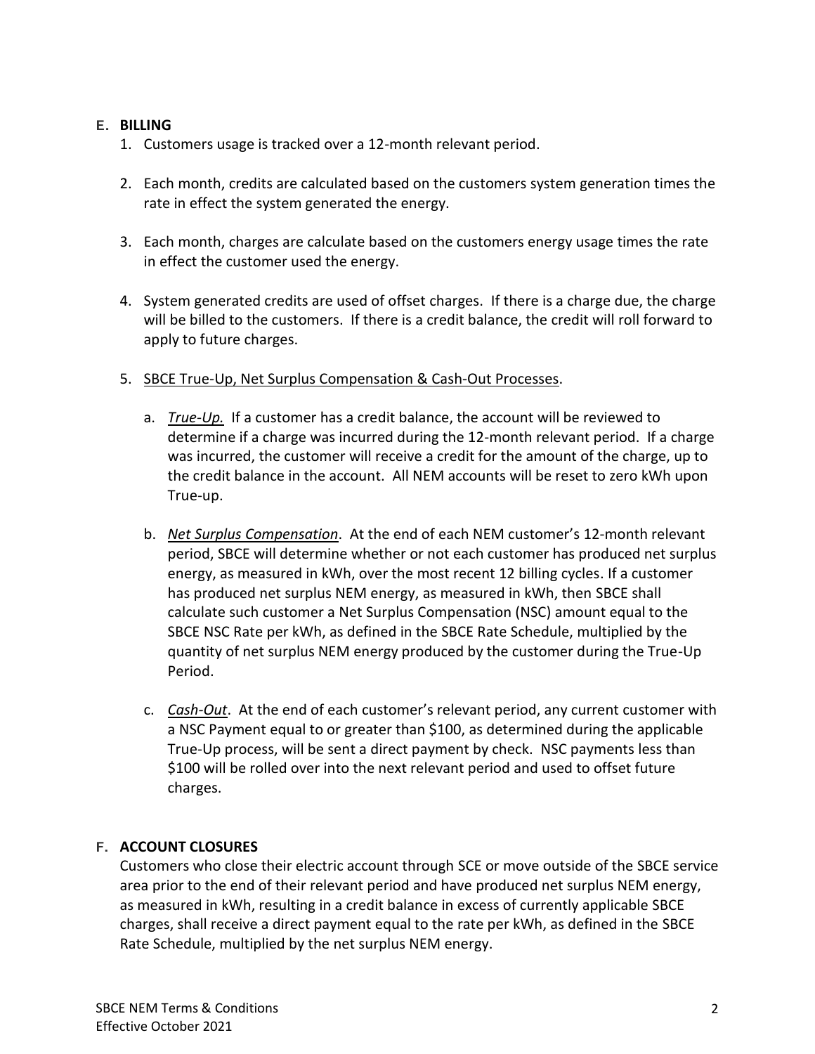## E. BILLING

1. Customers usage is tracked over a 12-month relevant period.

2. Each month, credits are calculated based on the customers system generation times the rate in effect the system generated the energy.

3. Each month, charges are calculate based on the customers energy usage times the rate in effect the customer used the energy.

4. System generated credits are used of offset charges. If there is a charge due, the charge will be billed to the customers. If there is a credit balance, the credit will roll forward to apply to future charges.

5. SBCE True-Up, Net Surplus Compensation & Cash-Out Processes.

   a. *True-Up.* If a customer has a credit balance, the account will be reviewed to determine if a charge was incurred during the 12-month relevant period. If a charge was incurred, the customer will receive a credit for the amount of the charge, up to the credit balance in the account. All NEM accounts will be reset to zero kWh upon True-up.

   b. *Net Surplus Compensation*. At the end of each NEM customer's 12-month relevant period, SBCE will determine whether or not each customer has produced net surplus energy, as measured in kWh, over the most recent 12 billing cycles. If a customer has produced net surplus NEM energy, as measured in kWh, then SBCE shall calculate such customer a Net Surplus Compensation (NSC) amount equal to the SBCE NSC Rate per kWh, as defined in the SBCE Rate Schedule, multiplied by the quantity of net surplus NEM energy produced by the customer during the True-Up Period.

   c. *Cash-Out*. At the end of each customer's relevant period, any current customer with a NSC Payment equal to or greater than $100, as determined during the applicable True-Up process, will be sent a direct payment by check. NSC payments less than $100 will be rolled over into the next relevant period and used to offset future charges.

## F. ACCOUNT CLOSURES

Customers who close their electric account through SCE or move outside of the SBCE service area prior to the end of their relevant period and have produced net surplus NEM energy, as measured in kWh, resulting in a credit balance in excess of currently applicable SBCE charges, shall receive a direct payment equal to the rate per kWh, as defined in the SBCE Rate Schedule, multiplied by the net surplus NEM energy.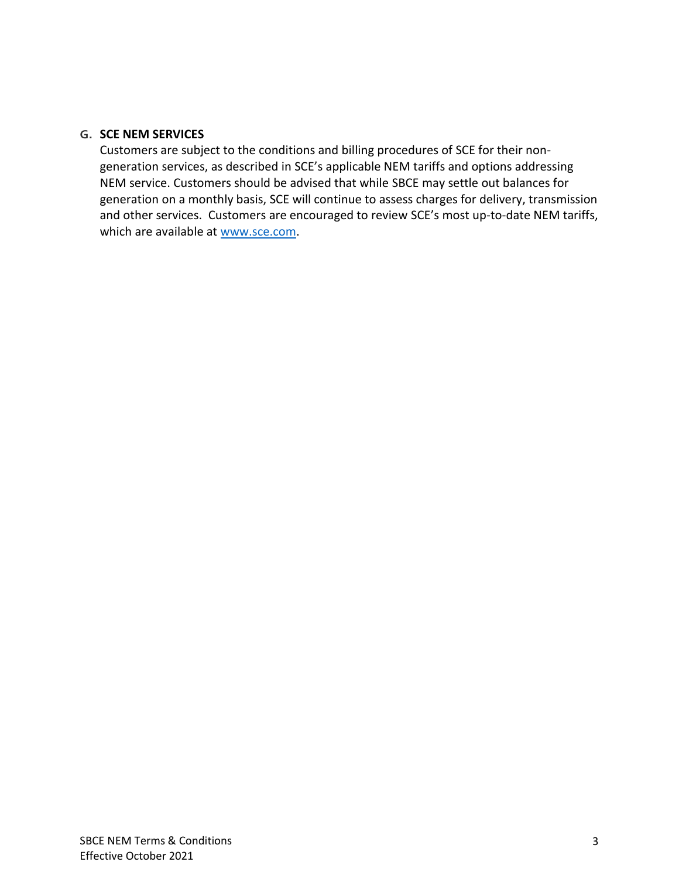## G. SCE NEM SERVICES

Customers are subject to the conditions and billing procedures of SCE for their non-generation services, as described in SCE's applicable NEM tariffs and options addressing NEM service. Customers should be advised that while SBCE may settle out balances for generation on a monthly basis, SCE will continue to assess charges for delivery, transmission and other services. Customers are encouraged to review SCE's most up-to-date NEM tariffs, which are available at [www.sce.com](http://www.sce.com).